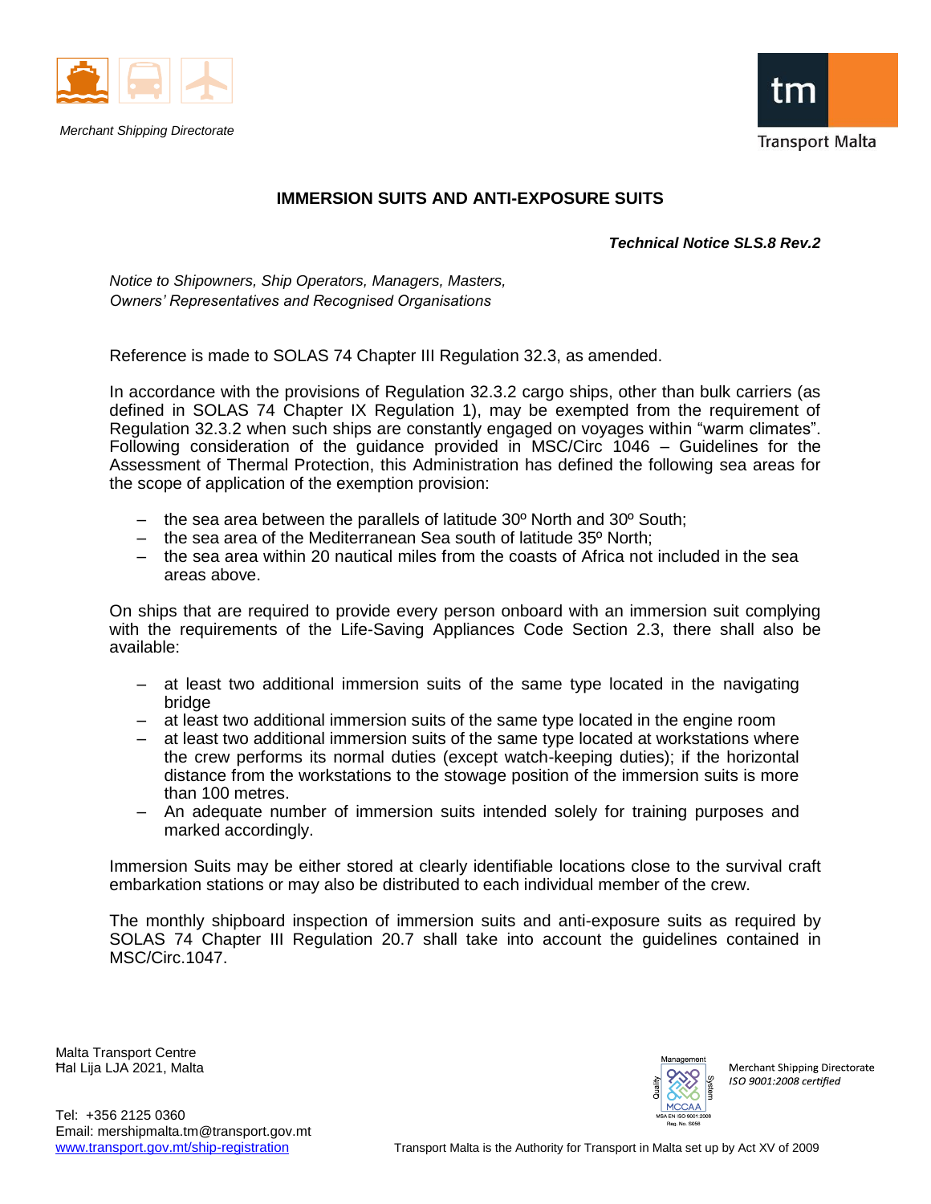Merchant Shipping Directorate

Transport Malta

# IMMERSION SUITS AND ANTI-EXPOSURE SUITS

***Technical Notice SLS.8 Rev.2***

*Notice to Shipowners, Ship Operators, Managers, Masters, Owners' Representatives and Recognised Organisations*

Reference is made to SOLAS 74 Chapter III Regulation 32.3, as amended.

In accordance with the provisions of Regulation 32.3.2 cargo ships, other than bulk carriers (as defined in SOLAS 74 Chapter IX Regulation 1), may be exempted from the requirement of Regulation 32.3.2 when such ships are constantly engaged on voyages within "warm climates". Following consideration of the guidance provided in MSC/Circ 1046 – Guidelines for the Assessment of Thermal Protection, this Administration has defined the following sea areas for the scope of application of the exemption provision:

- the sea area between the parallels of latitude 30º North and 30º South;
- the sea area of the Mediterranean Sea south of latitude 35º North;
- the sea area within 20 nautical miles from the coasts of Africa not included in the sea areas above.

On ships that are required to provide every person onboard with an immersion suit complying with the requirements of the Life-Saving Appliances Code Section 2.3, there shall also be available:

- at least two additional immersion suits of the same type located in the navigating bridge
- at least two additional immersion suits of the same type located in the engine room
- at least two additional immersion suits of the same type located at workstations where the crew performs its normal duties (except watch-keeping duties); if the horizontal distance from the workstations to the stowage position of the immersion suits is more than 100 metres.
- An adequate number of immersion suits intended solely for training purposes and marked accordingly.

Immersion Suits may be either stored at clearly identifiable locations close to the survival craft embarkation stations or may also be distributed to each individual member of the crew.

The monthly shipboard inspection of immersion suits and anti-exposure suits as required by SOLAS 74 Chapter III Regulation 20.7 shall take into account the guidelines contained in MSC/Circ.1047.

Malta Transport Centre
Ħal Lija LJA 2021, Malta

Tel: +356 2125 0360
Email: mershipmalta.tm@transport.gov.mt
www.transport.gov.mt/ship-registration

Merchant Shipping Directorate
*ISO 9001:2008 certified*

Transport Malta is the Authority for Transport in Malta set up by Act XV of 2009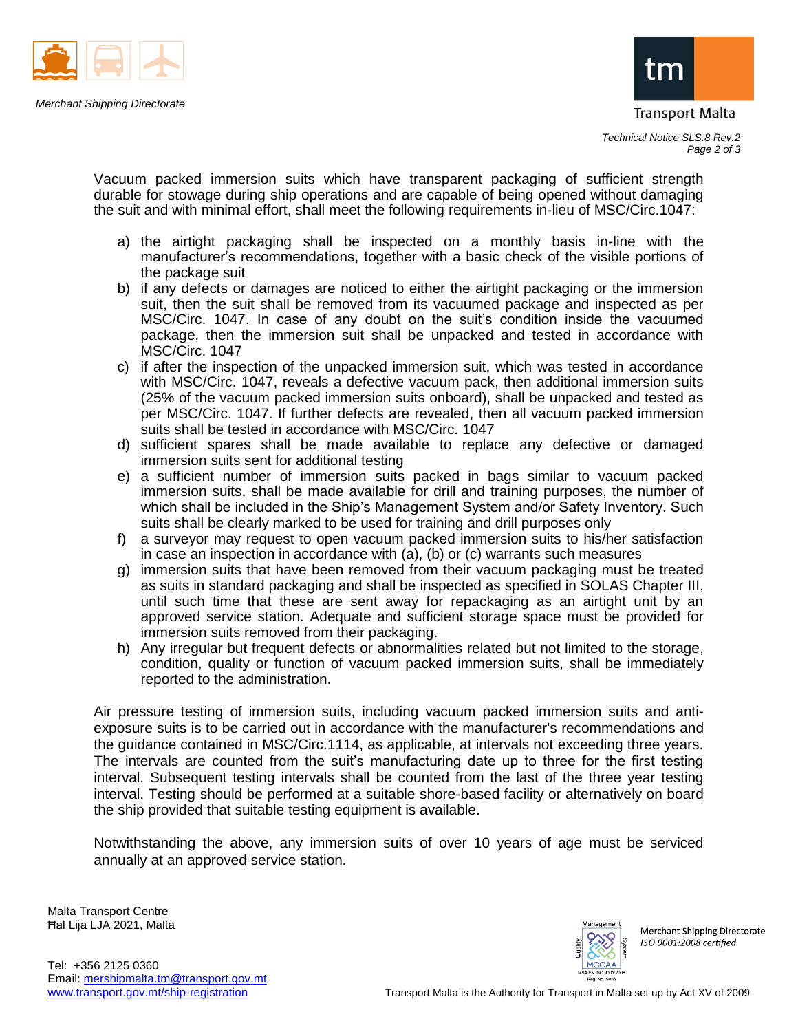Vacuum packed immersion suits which have transparent packaging of sufficient strength durable for stowage during ship operations and are capable of being opened without damaging the suit and with minimal effort, shall meet the following requirements in-lieu of MSC/Circ.1047:

a) the airtight packaging shall be inspected on a monthly basis in-line with the manufacturer's recommendations, together with a basic check of the visible portions of the package suit
b) if any defects or damages are noticed to either the airtight packaging or the immersion suit, then the suit shall be removed from its vacuumed package and inspected as per MSC/Circ. 1047. In case of any doubt on the suit's condition inside the vacuumed package, then the immersion suit shall be unpacked and tested in accordance with MSC/Circ. 1047
c) if after the inspection of the unpacked immersion suit, which was tested in accordance with MSC/Circ. 1047, reveals a defective vacuum pack, then additional immersion suits (25% of the vacuum packed immersion suits onboard), shall be unpacked and tested as per MSC/Circ. 1047. If further defects are revealed, then all vacuum packed immersion suits shall be tested in accordance with MSC/Circ. 1047
d) sufficient spares shall be made available to replace any defective or damaged immersion suits sent for additional testing
e) a sufficient number of immersion suits packed in bags similar to vacuum packed immersion suits, shall be made available for drill and training purposes, the number of which shall be included in the Ship's Management System and/or Safety Inventory. Such suits shall be clearly marked to be used for training and drill purposes only
f) a surveyor may request to open vacuum packed immersion suits to his/her satisfaction in case an inspection in accordance with (a), (b) or (c) warrants such measures
g) immersion suits that have been removed from their vacuum packaging must be treated as suits in standard packaging and shall be inspected as specified in SOLAS Chapter III, until such time that these are sent away for repackaging as an airtight unit by an approved service station. Adequate and sufficient storage space must be provided for immersion suits removed from their packaging.
h) Any irregular but frequent defects or abnormalities related but not limited to the storage, condition, quality or function of vacuum packed immersion suits, shall be immediately reported to the administration.

Air pressure testing of immersion suits, including vacuum packed immersion suits and anti-exposure suits is to be carried out in accordance with the manufacturer's recommendations and the guidance contained in MSC/Circ.1114, as applicable, at intervals not exceeding three years. The intervals are counted from the suit's manufacturing date up to three for the first testing interval. Subsequent testing intervals shall be counted from the last of the three year testing interval. Testing should be performed at a suitable shore-based facility or alternatively on board the ship provided that suitable testing equipment is available.

Notwithstanding the above, any immersion suits of over 10 years of age must be serviced annually at an approved service station.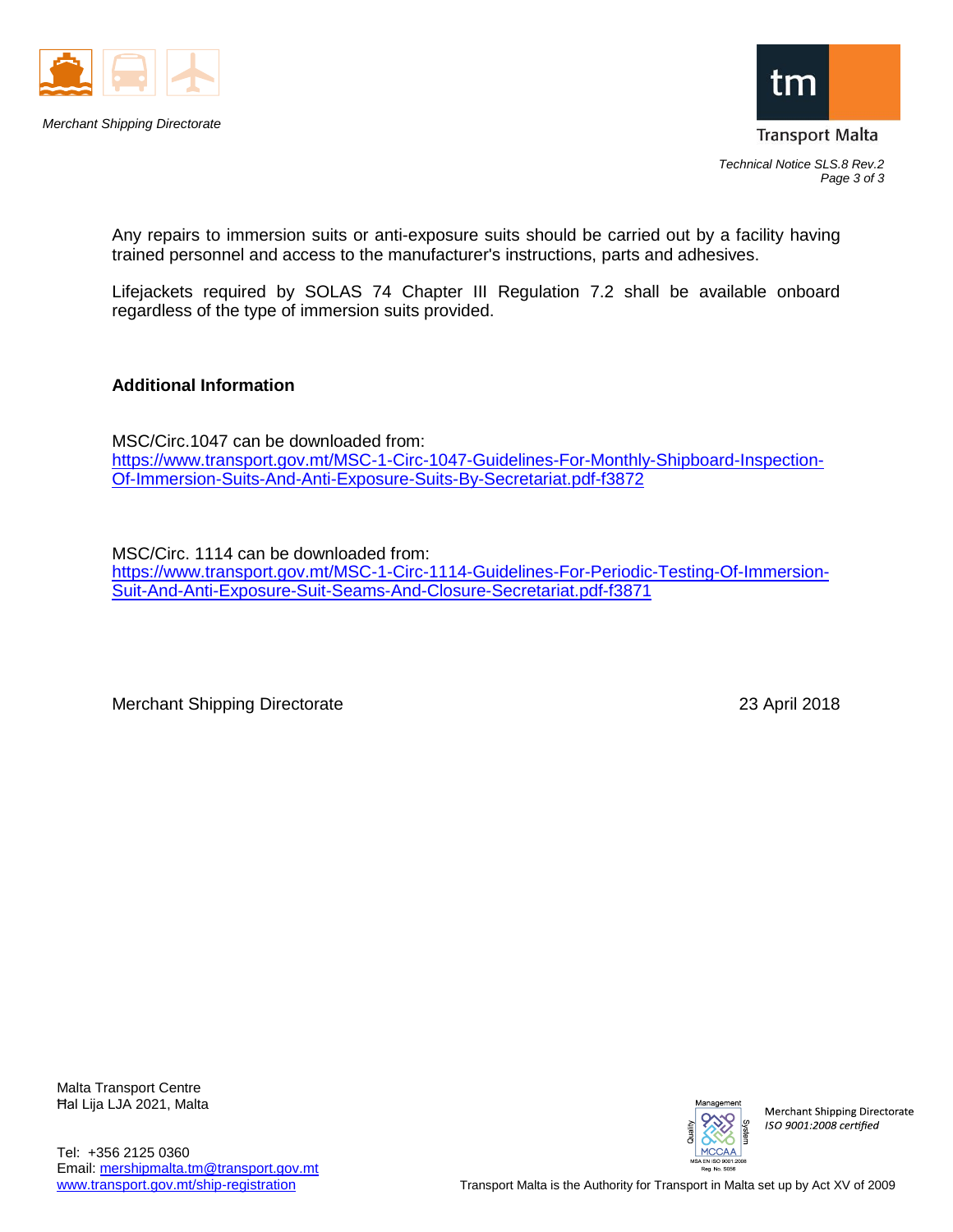Any repairs to immersion suits or anti-exposure suits should be carried out by a facility having trained personnel and access to the manufacturer's instructions, parts and adhesives.

Lifejackets required by SOLAS 74 Chapter III Regulation 7.2 shall be available onboard regardless of the type of immersion suits provided.

**Additional Information**

MSC/Circ.1047 can be downloaded from:
[https://www.transport.gov.mt/MSC-1-Circ-1047-Guidelines-For-Monthly-Shipboard-Inspection-Of-Immersion-Suits-And-Anti-Exposure-Suits-By-Secretariat.pdf-f3872](https://www.transport.gov.mt/MSC-1-Circ-1047-Guidelines-For-Monthly-Shipboard-Inspection-Of-Immersion-Suits-And-Anti-Exposure-Suits-By-Secretariat.pdf-f3872)

MSC/Circ. 1114 can be downloaded from:
[https://www.transport.gov.mt/MSC-1-Circ-1114-Guidelines-For-Periodic-Testing-Of-Immersion-Suit-And-Anti-Exposure-Suit-Seams-And-Closure-Secretariat.pdf-f3871](https://www.transport.gov.mt/MSC-1-Circ-1114-Guidelines-For-Periodic-Testing-Of-Immersion-Suit-And-Anti-Exposure-Suit-Seams-And-Closure-Secretariat.pdf-f3871)

Merchant Shipping Directorate 23 April 2018